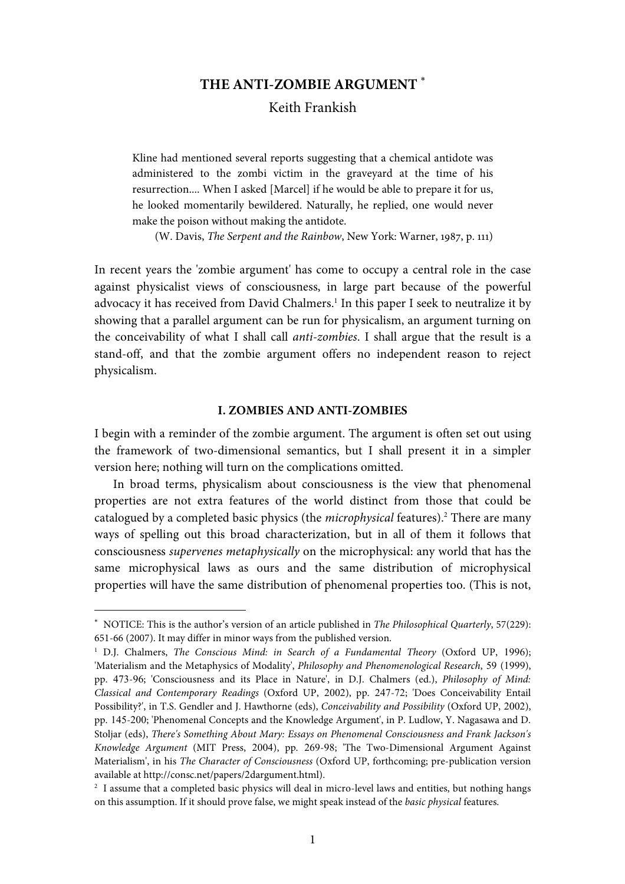# THE ANTI-ZOMBIE ARGUMENT [*]

Keith Frankish

> Kline had mentioned several reports suggesting that a chemical antidote was administered to the zombi victim in the graveyard at the time of his resurrection.... When I asked [Marcel] if he would be able to prepare it for us, he looked momentarily bewildered. Naturally, he replied, one would never make the poison without making the antidote.
>
> (W. Davis, *The Serpent and the Rainbow*, New York: Warner, 1987, p. 111)

In recent years the 'zombie argument' has come to occupy a central role in the case against physicalist views of consciousness, in large part because of the powerful advocacy it has received from David Chalmers.[1] In this paper I seek to neutralize it by showing that a parallel argument can be run for physicalism, an argument turning on the conceivability of what I shall call *anti-zombies*. I shall argue that the result is a stand-off, and that the zombie argument offers no independent reason to reject physicalism.

## I. ZOMBIES AND ANTI-ZOMBIES

I begin with a reminder of the zombie argument. The argument is often set out using the framework of two-dimensional semantics, but I shall present it in a simpler version here; nothing will turn on the complications omitted.

In broad terms, physicalism about consciousness is the view that phenomenal properties are not extra features of the world distinct from those that could be catalogued by a completed basic physics (the *microphysical* features).[2] There are many ways of spelling out this broad characterization, but in all of them it follows that consciousness *supervenes metaphysically* on the microphysical: any world that has the same microphysical laws as ours and the same distribution of microphysical properties will have the same distribution of phenomenal properties too. (This is not,

---

[*] NOTICE: This is the author's version of an article published in *The Philosophical Quarterly*, 57(229): 651-66 (2007). It may differ in minor ways from the published version.

[1] D.J. Chalmers, *The Conscious Mind: in Search of a Fundamental Theory* (Oxford UP, 1996); 'Materialism and the Metaphysics of Modality', *Philosophy and Phenomenological Research*, 59 (1999), pp. 473-96; 'Consciousness and its Place in Nature', in D.J. Chalmers (ed.), *Philosophy of Mind: Classical and Contemporary Readings* (Oxford UP, 2002), pp. 247-72; 'Does Conceivability Entail Possibility?', in T.S. Gendler and J. Hawthorne (eds), *Conceivability and Possibility* (Oxford UP, 2002), pp. 145-200; 'Phenomenal Concepts and the Knowledge Argument', in P. Ludlow, Y. Nagasawa and D. Stoljar (eds), *There's Something About Mary: Essays on Phenomenal Consciousness and Frank Jackson's Knowledge Argument* (MIT Press, 2004), pp. 269-98; 'The Two-Dimensional Argument Against Materialism', in his *The Character of Consciousness* (Oxford UP, forthcoming; pre-publication version available at http://consc.net/papers/2dargument.html).

[2] I assume that a completed basic physics will deal in micro-level laws and entities, but nothing hangs on this assumption. If it should prove false, we might speak instead of the *basic physical* features.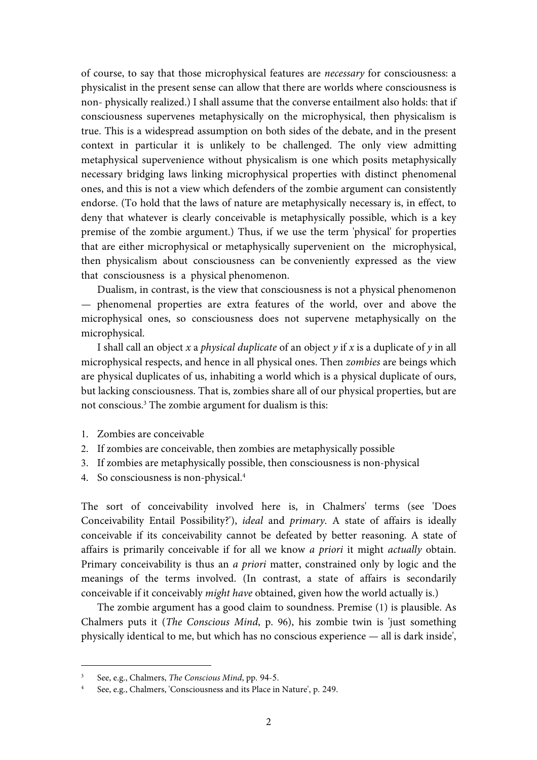of course, to say that those microphysical features are *necessary* for consciousness: a physicalist in the present sense can allow that there are worlds where consciousness is non- physically realized.) I shall assume that the converse entailment also holds: that if consciousness supervenes metaphysically on the microphysical, then physicalism is true. This is a widespread assumption on both sides of the debate, and in the present context in particular it is unlikely to be challenged. The only view admitting metaphysical supervenience without physicalism is one which posits metaphysically necessary bridging laws linking microphysical properties with distinct phenomenal ones, and this is not a view which defenders of the zombie argument can consistently endorse. (To hold that the laws of nature are metaphysically necessary is, in effect, to deny that whatever is clearly conceivable is metaphysically possible, which is a key premise of the zombie argument.) Thus, if we use the term 'physical' for properties that are either microphysical or metaphysically supervenient on the microphysical, then physicalism about consciousness can be conveniently expressed as the view that consciousness is a physical phenomenon.

Dualism, in contrast, is the view that consciousness is not a physical phenomenon — phenomenal properties are extra features of the world, over and above the microphysical ones, so consciousness does not supervene metaphysically on the microphysical.

I shall call an object *x* a *physical duplicate* of an object *y* if *x* is a duplicate of *y* in all microphysical respects, and hence in all physical ones. Then *zombies* are beings which are physical duplicates of us, inhabiting a world which is a physical duplicate of ours, but lacking consciousness. That is, zombies share all of our physical properties, but are not conscious.[3] The zombie argument for dualism is this:

1. Zombies are conceivable
2. If zombies are conceivable, then zombies are metaphysically possible
3. If zombies are metaphysically possible, then consciousness is non-physical
4. So consciousness is non-physical.[4]

The sort of conceivability involved here is, in Chalmers' terms (see 'Does Conceivability Entail Possibility?'), *ideal* and *primary*. A state of affairs is ideally conceivable if its conceivability cannot be defeated by better reasoning. A state of affairs is primarily conceivable if for all we know *a priori* it might *actually* obtain. Primary conceivability is thus an *a priori* matter, constrained only by logic and the meanings of the terms involved. (In contrast, a state of affairs is secondarily conceivable if it conceivably *might have* obtained, given how the world actually is.)

The zombie argument has a good claim to soundness. Premise (1) is plausible. As Chalmers puts it (*The Conscious Mind*, p. 96), his zombie twin is 'just something physically identical to me, but which has no conscious experience — all is dark inside',

[3] See, e.g., Chalmers, *The Conscious Mind*, pp. 94-5.

[4] See, e.g., Chalmers, 'Consciousness and its Place in Nature', p. 249.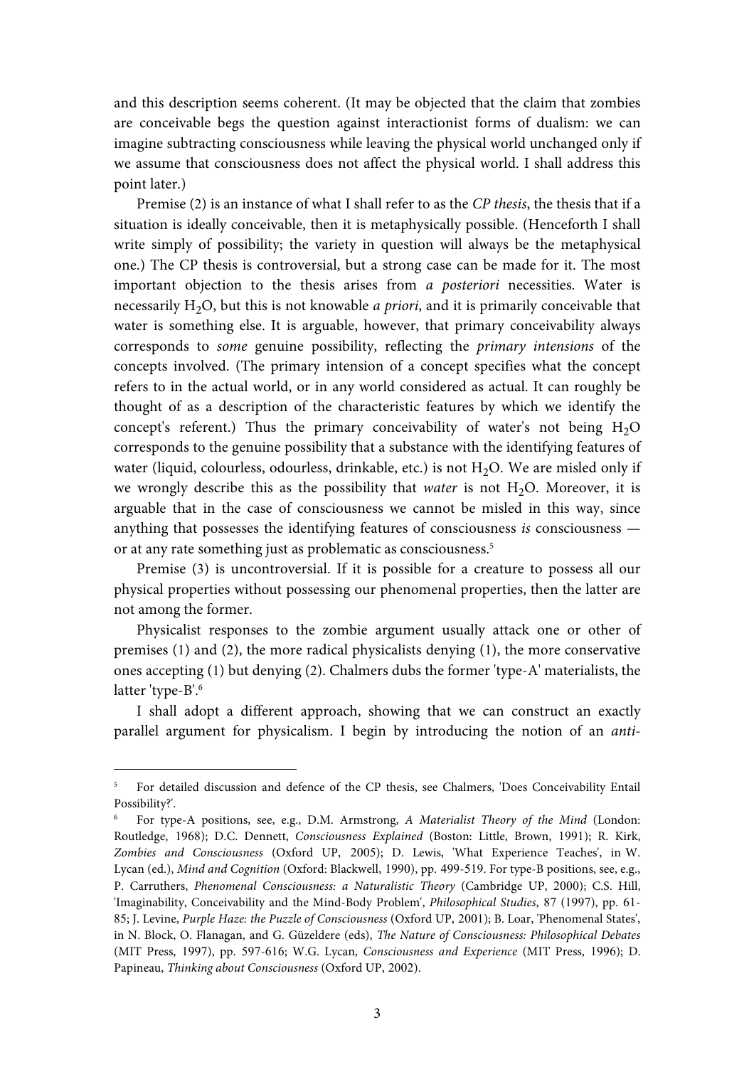and this description seems coherent. (It may be objected that the claim that zombies are conceivable begs the question against interactionist forms of dualism: we can imagine subtracting consciousness while leaving the physical world unchanged only if we assume that consciousness does not affect the physical world. I shall address this point later.)

Premise (2) is an instance of what I shall refer to as the *CP thesis*, the thesis that if a situation is ideally conceivable, then it is metaphysically possible. (Henceforth I shall write simply of possibility; the variety in question will always be the metaphysical one.) The CP thesis is controversial, but a strong case can be made for it. The most important objection to the thesis arises from *a posteriori* necessities. Water is necessarily $H_2O$, but this is not knowable *a priori*, and it is primarily conceivable that water is something else. It is arguable, however, that primary conceivability always corresponds to *some* genuine possibility, reflecting the *primary intensions* of the concepts involved. (The primary intension of a concept specifies what the concept refers to in the actual world, or in any world considered as actual. It can roughly be thought of as a description of the characteristic features by which we identify the concept's referent.) Thus the primary conceivability of water's not being $H_2O$ corresponds to the genuine possibility that a substance with the identifying features of water (liquid, colourless, odourless, drinkable, etc.) is not $H_2O$. We are misled only if we wrongly describe this as the possibility that *water* is not $H_2O$. Moreover, it is arguable that in the case of consciousness we cannot be misled in this way, since anything that possesses the identifying features of consciousness *is* consciousness — or at any rate something just as problematic as consciousness.[5]

Premise (3) is uncontroversial. If it is possible for a creature to possess all our physical properties without possessing our phenomenal properties, then the latter are not among the former.

Physicalist responses to the zombie argument usually attack one or other of premises (1) and (2), the more radical physicalists denying (1), the more conservative ones accepting (1) but denying (2). Chalmers dubs the former 'type-A' materialists, the latter 'type-B'.[6]

I shall adopt a different approach, showing that we can construct an exactly parallel argument for physicalism. I begin by introducing the notion of an *anti-*

---

[5] For detailed discussion and defence of the CP thesis, see Chalmers, 'Does Conceivability Entail Possibility?'.

[6] For type-A positions, see, e.g., D.M. Armstrong, *A Materialist Theory of the Mind* (London: Routledge, 1968); D.C. Dennett, *Consciousness Explained* (Boston: Little, Brown, 1991); R. Kirk, *Zombies and Consciousness* (Oxford UP, 2005); D. Lewis, 'What Experience Teaches', in W. Lycan (ed.), *Mind and Cognition* (Oxford: Blackwell, 1990), pp. 499-519. For type-B positions, see, e.g., P. Carruthers, *Phenomenal Consciousness: a Naturalistic Theory* (Cambridge UP, 2000); C.S. Hill, 'Imaginability, Conceivability and the Mind-Body Problem', *Philosophical Studies*, 87 (1997), pp. 61-85; J. Levine, *Purple Haze: the Puzzle of Consciousness* (Oxford UP, 2001); B. Loar, 'Phenomenal States', in N. Block, O. Flanagan, and G. Güzeldere (eds), *The Nature of Consciousness: Philosophical Debates* (MIT Press, 1997), pp. 597-616; W.G. Lycan, *Consciousness and Experience* (MIT Press, 1996); D. Papineau, *Thinking about Consciousness* (Oxford UP, 2002).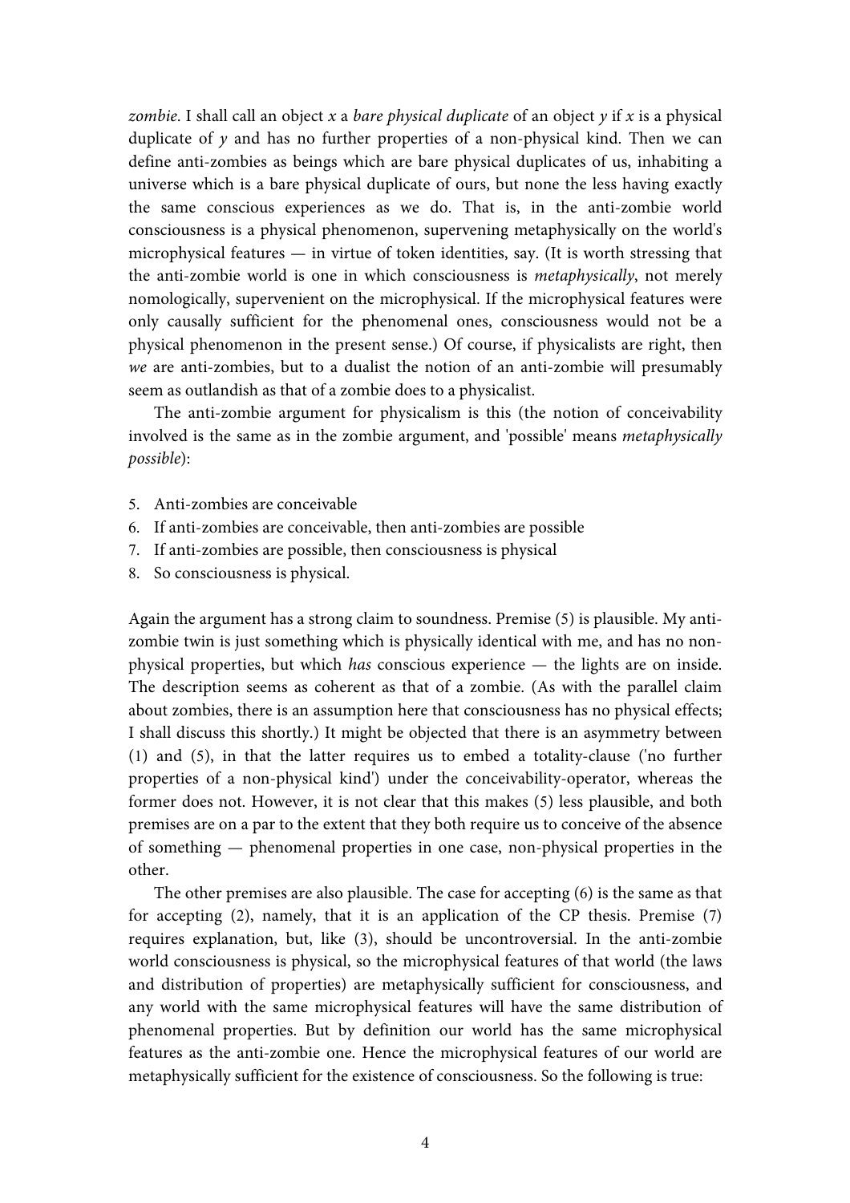*zombie*. I shall call an object *x* a *bare physical duplicate* of an object *y* if *x* is a physical duplicate of *y* and has no further properties of a non-physical kind. Then we can define anti-zombies as beings which are bare physical duplicates of us, inhabiting a universe which is a bare physical duplicate of ours, but none the less having exactly the same conscious experiences as we do. That is, in the anti-zombie world consciousness is a physical phenomenon, supervening metaphysically on the world's microphysical features — in virtue of token identities, say. (It is worth stressing that the anti-zombie world is one in which consciousness is *metaphysically*, not merely nomologically, supervenient on the microphysical. If the microphysical features were only causally sufficient for the phenomenal ones, consciousness would not be a physical phenomenon in the present sense.) Of course, if physicalists are right, then *we* are anti-zombies, but to a dualist the notion of an anti-zombie will presumably seem as outlandish as that of a zombie does to a physicalist.

The anti-zombie argument for physicalism is this (the notion of conceivability involved is the same as in the zombie argument, and 'possible' means *metaphysically possible*):

5. Anti-zombies are conceivable
6. If anti-zombies are conceivable, then anti-zombies are possible
7. If anti-zombies are possible, then consciousness is physical
8. So consciousness is physical.

Again the argument has a strong claim to soundness. Premise (5) is plausible. My anti-zombie twin is just something which is physically identical with me, and has no non-physical properties, but which *has* conscious experience — the lights are on inside. The description seems as coherent as that of a zombie. (As with the parallel claim about zombies, there is an assumption here that consciousness has no physical effects; I shall discuss this shortly.) It might be objected that there is an asymmetry between (1) and (5), in that the latter requires us to embed a totality-clause ('no further properties of a non-physical kind') under the conceivability-operator, whereas the former does not. However, it is not clear that this makes (5) less plausible, and both premises are on a par to the extent that they both require us to conceive of the absence of something — phenomenal properties in one case, non-physical properties in the other.

The other premises are also plausible. The case for accepting (6) is the same as that for accepting (2), namely, that it is an application of the CP thesis. Premise (7) requires explanation, but, like (3), should be uncontroversial. In the anti-zombie world consciousness is physical, so the microphysical features of that world (the laws and distribution of properties) are metaphysically sufficient for consciousness, and any world with the same microphysical features will have the same distribution of phenomenal properties. But by definition our world has the same microphysical features as the anti-zombie one. Hence the microphysical features of our world are metaphysically sufficient for the existence of consciousness. So the following is true: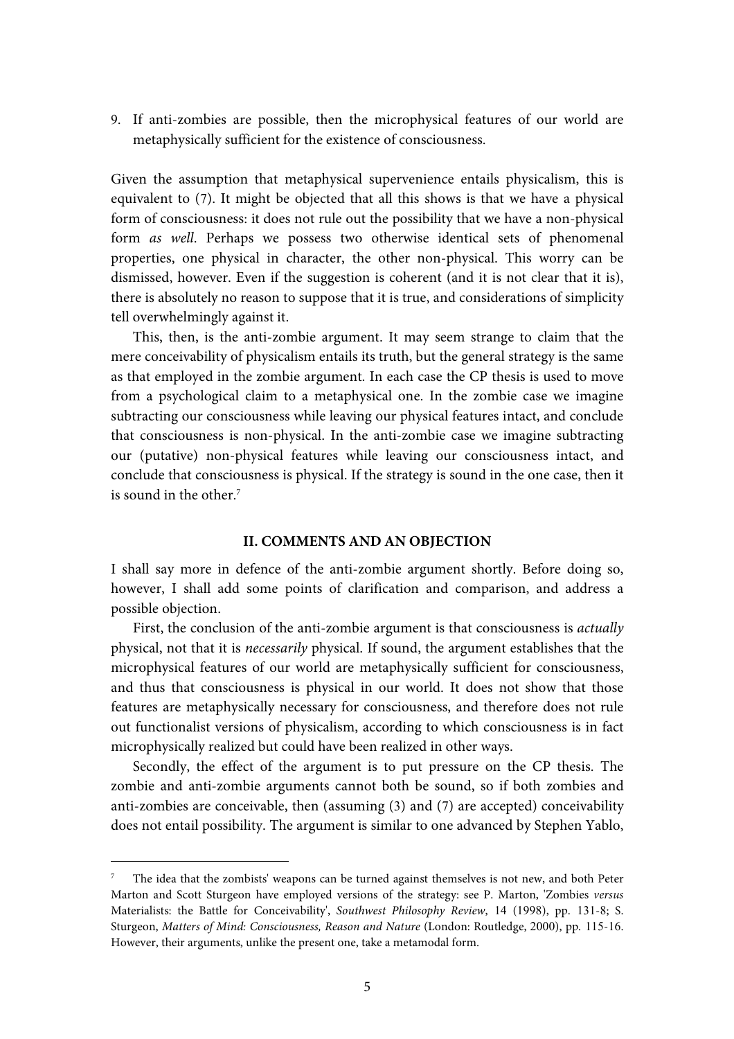9. If anti-zombies are possible, then the microphysical features of our world are metaphysically sufficient for the existence of consciousness.

Given the assumption that metaphysical supervenience entails physicalism, this is equivalent to (7). It might be objected that all this shows is that we have a physical form of consciousness: it does not rule out the possibility that we have a non-physical form *as well*. Perhaps we possess two otherwise identical sets of phenomenal properties, one physical in character, the other non-physical. This worry can be dismissed, however. Even if the suggestion is coherent (and it is not clear that it is), there is absolutely no reason to suppose that it is true, and considerations of simplicity tell overwhelmingly against it.

This, then, is the anti-zombie argument. It may seem strange to claim that the mere conceivability of physicalism entails its truth, but the general strategy is the same as that employed in the zombie argument. In each case the CP thesis is used to move from a psychological claim to a metaphysical one. In the zombie case we imagine subtracting our consciousness while leaving our physical features intact, and conclude that consciousness is non-physical. In the anti-zombie case we imagine subtracting our (putative) non-physical features while leaving our consciousness intact, and conclude that consciousness is physical. If the strategy is sound in the one case, then it is sound in the other.[7]

## II. COMMENTS AND AN OBJECTION

I shall say more in defence of the anti-zombie argument shortly. Before doing so, however, I shall add some points of clarification and comparison, and address a possible objection.

First, the conclusion of the anti-zombie argument is that consciousness is *actually* physical, not that it is *necessarily* physical. If sound, the argument establishes that the microphysical features of our world are metaphysically sufficient for consciousness, and thus that consciousness is physical in our world. It does not show that those features are metaphysically necessary for consciousness, and therefore does not rule out functionalist versions of physicalism, according to which consciousness is in fact microphysically realized but could have been realized in other ways.

Secondly, the effect of the argument is to put pressure on the CP thesis. The zombie and anti-zombie arguments cannot both be sound, so if both zombies and anti-zombies are conceivable, then (assuming (3) and (7) are accepted) conceivability does not entail possibility. The argument is similar to one advanced by Stephen Yablo,

---

[7] The idea that the zombists' weapons can be turned against themselves is not new, and both Peter Marton and Scott Sturgeon have employed versions of the strategy: see P. Marton, 'Zombies *versus* Materialists: the Battle for Conceivability', *Southwest Philosophy Review*, 14 (1998), pp. 131-8; S. Sturgeon, *Matters of Mind: Consciousness, Reason and Nature* (London: Routledge, 2000), pp. 115-16. However, their arguments, unlike the present one, take a metamodal form.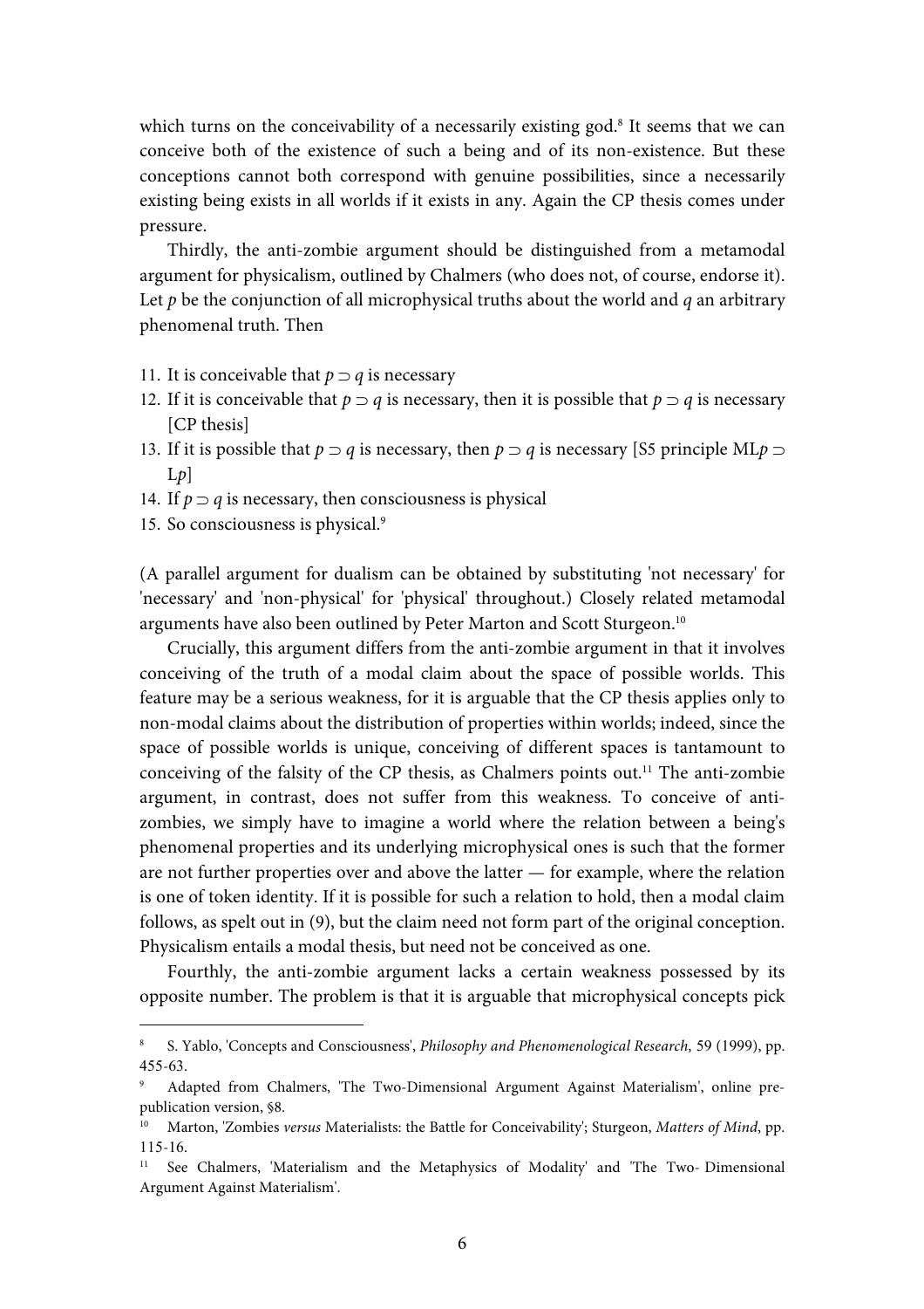which turns on the conceivability of a necessarily existing god.[8] It seems that we can conceive both of the existence of such a being and of its non-existence. But these conceptions cannot both correspond with genuine possibilities, since a necessarily existing being exists in all worlds if it exists in any. Again the CP thesis comes under pressure.

Thirdly, the anti-zombie argument should be distinguished from a metamodal argument for physicalism, outlined by Chalmers (who does not, of course, endorse it). Let $p$ be the conjunction of all microphysical truths about the world and $q$ an arbitrary phenomenal truth. Then

11. It is conceivable that $p \supset q$ is necessary
12. If it is conceivable that $p \supset q$ is necessary, then it is possible that $p \supset q$ is necessary [CP thesis]
13. If it is possible that $p \supset q$ is necessary, then $p \supset q$ is necessary [S5 principle $MLp \supset Lp$]
14. If $p \supset q$ is necessary, then consciousness is physical
15. So consciousness is physical.[9]

(A parallel argument for dualism can be obtained by substituting 'not necessary' for 'necessary' and 'non-physical' for 'physical' throughout.) Closely related metamodal arguments have also been outlined by Peter Marton and Scott Sturgeon.[10]

Crucially, this argument differs from the anti-zombie argument in that it involves conceiving of the truth of a modal claim about the space of possible worlds. This feature may be a serious weakness, for it is arguable that the CP thesis applies only to non-modal claims about the distribution of properties within worlds; indeed, since the space of possible worlds is unique, conceiving of different spaces is tantamount to conceiving of the falsity of the CP thesis, as Chalmers points out.[11] The anti-zombie argument, in contrast, does not suffer from this weakness. To conceive of anti-zombies, we simply have to imagine a world where the relation between a being's phenomenal properties and its underlying microphysical ones is such that the former are not further properties over and above the latter — for example, where the relation is one of token identity. If it is possible for such a relation to hold, then a modal claim follows, as spelt out in (9), but the claim need not form part of the original conception. Physicalism entails a modal thesis, but need not be conceived as one.

Fourthly, the anti-zombie argument lacks a certain weakness possessed by its opposite number. The problem is that it is arguable that microphysical concepts pick

---

[8] S. Yablo, 'Concepts and Consciousness', *Philosophy and Phenomenological Research*, 59 (1999), pp. 455-63.

[9] Adapted from Chalmers, 'The Two-Dimensional Argument Against Materialism', online pre-publication version, §8.

[10] Marton, 'Zombies *versus* Materialists: the Battle for Conceivability'; Sturgeon, *Matters of Mind*, pp. 115-16.

[11] See Chalmers, 'Materialism and the Metaphysics of Modality' and 'The Two- Dimensional Argument Against Materialism'.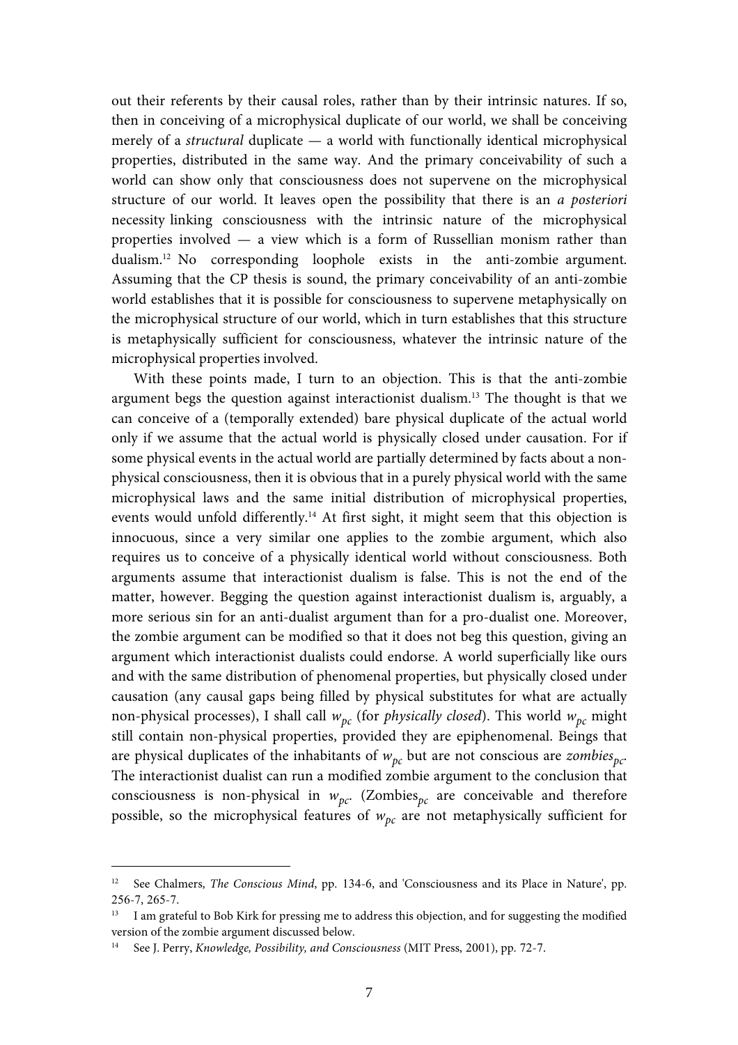out their referents by their causal roles, rather than by their intrinsic natures. If so, then in conceiving of a microphysical duplicate of our world, we shall be conceiving merely of a *structural* duplicate — a world with functionally identical microphysical properties, distributed in the same way. And the primary conceivability of such a world can show only that consciousness does not supervene on the microphysical structure of our world. It leaves open the possibility that there is an *a posteriori* necessity linking consciousness with the intrinsic nature of the microphysical properties involved — a view which is a form of Russellian monism rather than dualism.[12] No corresponding loophole exists in the anti-zombie argument. Assuming that the CP thesis is sound, the primary conceivability of an anti-zombie world establishes that it is possible for consciousness to supervene metaphysically on the microphysical structure of our world, which in turn establishes that this structure is metaphysically sufficient for consciousness, whatever the intrinsic nature of the microphysical properties involved.

With these points made, I turn to an objection. This is that the anti-zombie argument begs the question against interactionist dualism.[13] The thought is that we can conceive of a (temporally extended) bare physical duplicate of the actual world only if we assume that the actual world is physically closed under causation. For if some physical events in the actual world are partially determined by facts about a non-physical consciousness, then it is obvious that in a purely physical world with the same microphysical laws and the same initial distribution of microphysical properties, events would unfold differently.[14] At first sight, it might seem that this objection is innocuous, since a very similar one applies to the zombie argument, which also requires us to conceive of a physically identical world without consciousness. Both arguments assume that interactionist dualism is false. This is not the end of the matter, however. Begging the question against interactionist dualism is, arguably, a more serious sin for an anti-dualist argument than for a pro-dualist one. Moreover, the zombie argument can be modified so that it does not beg this question, giving an argument which interactionist dualists could endorse. A world superficially like ours and with the same distribution of phenomenal properties, but physically closed under causation (any causal gaps being filled by physical substitutes for what are actually non-physical processes), I shall call $w_{pc}$ (for *physically closed*). This world $w_{pc}$ might still contain non-physical properties, provided they are epiphenomenal. Beings that are physical duplicates of the inhabitants of $w_{pc}$ but are not conscious are *zombies*$_{pc}$. The interactionist dualist can run a modified zombie argument to the conclusion that consciousness is non-physical in $w_{pc}$. (Zombies$_{pc}$ are conceivable and therefore possible, so the microphysical features of $w_{pc}$ are not metaphysically sufficient for

---

[12] See Chalmers, *The Conscious Mind*, pp. 134-6, and 'Consciousness and its Place in Nature', pp. 256-7, 265-7.

[13] I am grateful to Bob Kirk for pressing me to address this objection, and for suggesting the modified version of the zombie argument discussed below.

[14] See J. Perry, *Knowledge, Possibility, and Consciousness* (MIT Press, 2001), pp. 72-7.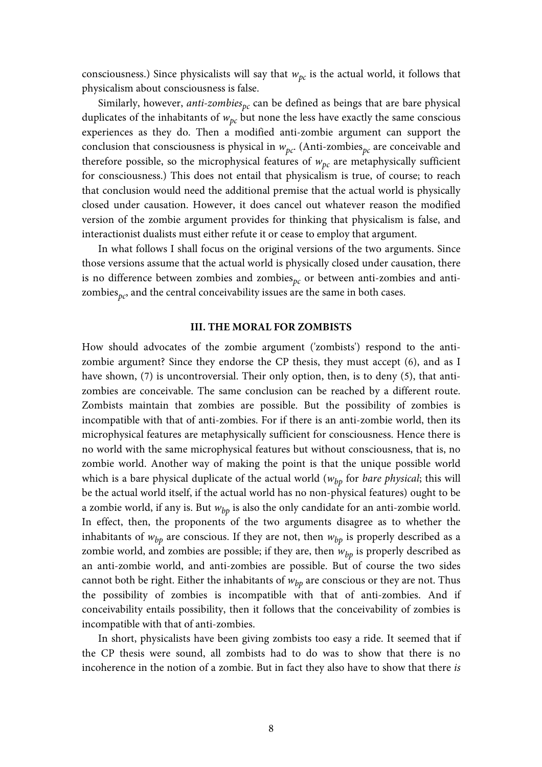consciousness.) Since physicalists will say that $w_{pc}$ is the actual world, it follows that physicalism about consciousness is false.

Similarly, however, *anti-zombies*$_{pc}$ can be defined as beings that are bare physical duplicates of the inhabitants of $w_{pc}$ but none the less have exactly the same conscious experiences as they do. Then a modified anti-zombie argument can support the conclusion that consciousness is physical in $w_{pc}$. (Anti-zombies$_{pc}$ are conceivable and therefore possible, so the microphysical features of $w_{pc}$ are metaphysically sufficient for consciousness.) This does not entail that physicalism is true, of course; to reach that conclusion would need the additional premise that the actual world is physically closed under causation. However, it does cancel out whatever reason the modified version of the zombie argument provides for thinking that physicalism is false, and interactionist dualists must either refute it or cease to employ that argument.

In what follows I shall focus on the original versions of the two arguments. Since those versions assume that the actual world is physically closed under causation, there is no difference between zombies and zombies$_{pc}$ or between anti-zombies and anti-zombies$_{pc}$, and the central conceivability issues are the same in both cases.

## III. THE MORAL FOR ZOMBISTS

How should advocates of the zombie argument ('zombists') respond to the anti-zombie argument? Since they endorse the CP thesis, they must accept (6), and as I have shown, (7) is uncontroversial. Their only option, then, is to deny (5), that anti-zombies are conceivable. The same conclusion can be reached by a different route. Zombists maintain that zombies are possible. But the possibility of zombies is incompatible with that of anti-zombies. For if there is an anti-zombie world, then its microphysical features are metaphysically sufficient for consciousness. Hence there is no world with the same microphysical features but without consciousness, that is, no zombie world. Another way of making the point is that the unique possible world which is a bare physical duplicate of the actual world ($w_{bp}$ for *bare physical*; this will be the actual world itself, if the actual world has no non-physical features) ought to be a zombie world, if any is. But $w_{bp}$ is also the only candidate for an anti-zombie world. In effect, then, the proponents of the two arguments disagree as to whether the inhabitants of $w_{bp}$ are conscious. If they are not, then $w_{bp}$ is properly described as a zombie world, and zombies are possible; if they are, then $w_{bp}$ is properly described as an anti-zombie world, and anti-zombies are possible. But of course the two sides cannot both be right. Either the inhabitants of $w_{bp}$ are conscious or they are not. Thus the possibility of zombies is incompatible with that of anti-zombies. And if conceivability entails possibility, then it follows that the conceivability of zombies is incompatible with that of anti-zombies.

In short, physicalists have been giving zombists too easy a ride. It seemed that if the CP thesis were sound, all zombists had to do was to show that there is no incoherence in the notion of a zombie. But in fact they also have to show that there *is*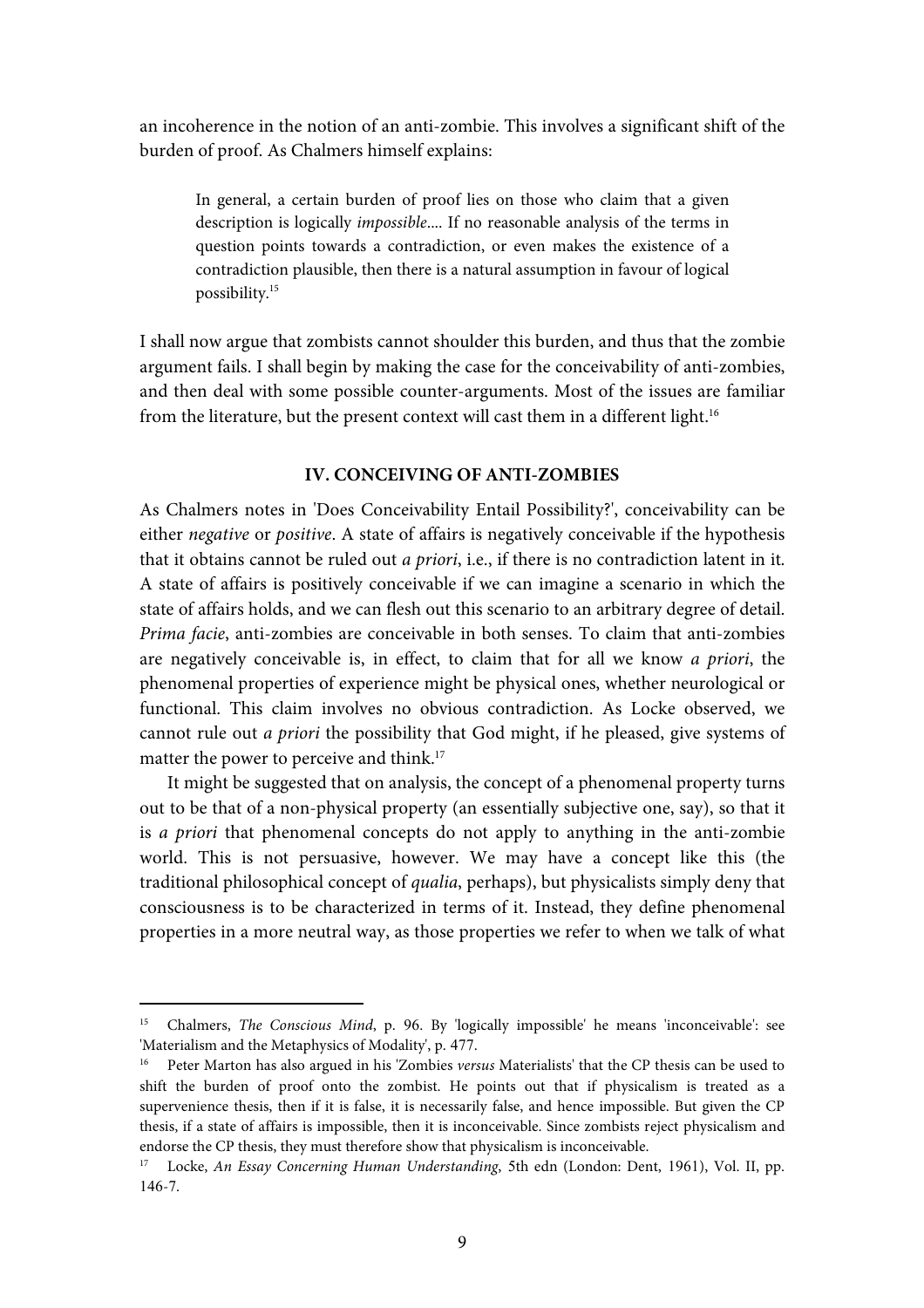an incoherence in the notion of an anti-zombie. This involves a significant shift of the burden of proof. As Chalmers himself explains:

> In general, a certain burden of proof lies on those who claim that a given description is logically *impossible*.... If no reasonable analysis of the terms in question points towards a contradiction, or even makes the existence of a contradiction plausible, then there is a natural assumption in favour of logical possibility.[15]

I shall now argue that zombists cannot shoulder this burden, and thus that the zombie argument fails. I shall begin by making the case for the conceivability of anti-zombies, and then deal with some possible counter-arguments. Most of the issues are familiar from the literature, but the present context will cast them in a different light.[16]

## IV. CONCEIVING OF ANTI-ZOMBIES

As Chalmers notes in 'Does Conceivability Entail Possibility?', conceivability can be either *negative* or *positive*. A state of affairs is negatively conceivable if the hypothesis that it obtains cannot be ruled out *a priori*, i.e., if there is no contradiction latent in it. A state of affairs is positively conceivable if we can imagine a scenario in which the state of affairs holds, and we can flesh out this scenario to an arbitrary degree of detail. *Prima facie*, anti-zombies are conceivable in both senses. To claim that anti-zombies are negatively conceivable is, in effect, to claim that for all we know *a priori*, the phenomenal properties of experience might be physical ones, whether neurological or functional. This claim involves no obvious contradiction. As Locke observed, we cannot rule out *a priori* the possibility that God might, if he pleased, give systems of matter the power to perceive and think.[17]

It might be suggested that on analysis, the concept of a phenomenal property turns out to be that of a non-physical property (an essentially subjective one, say), so that it is *a priori* that phenomenal concepts do not apply to anything in the anti-zombie world. This is not persuasive, however. We may have a concept like this (the traditional philosophical concept of *qualia*, perhaps), but physicalists simply deny that consciousness is to be characterized in terms of it. Instead, they define phenomenal properties in a more neutral way, as those properties we refer to when we talk of what

---

[15] Chalmers, *The Conscious Mind*, p. 96. By 'logically impossible' he means 'inconceivable': see 'Materialism and the Metaphysics of Modality', p. 477.

[16] Peter Marton has also argued in his 'Zombies *versus* Materialists' that the CP thesis can be used to shift the burden of proof onto the zombist. He points out that if physicalism is treated as a supervenience thesis, then if it is false, it is necessarily false, and hence impossible. But given the CP thesis, if a state of affairs is impossible, then it is inconceivable. Since zombists reject physicalism and endorse the CP thesis, they must therefore show that physicalism is inconceivable.

[17] Locke, *An Essay Concerning Human Understanding*, 5th edn (London: Dent, 1961), Vol. II, pp. 146-7.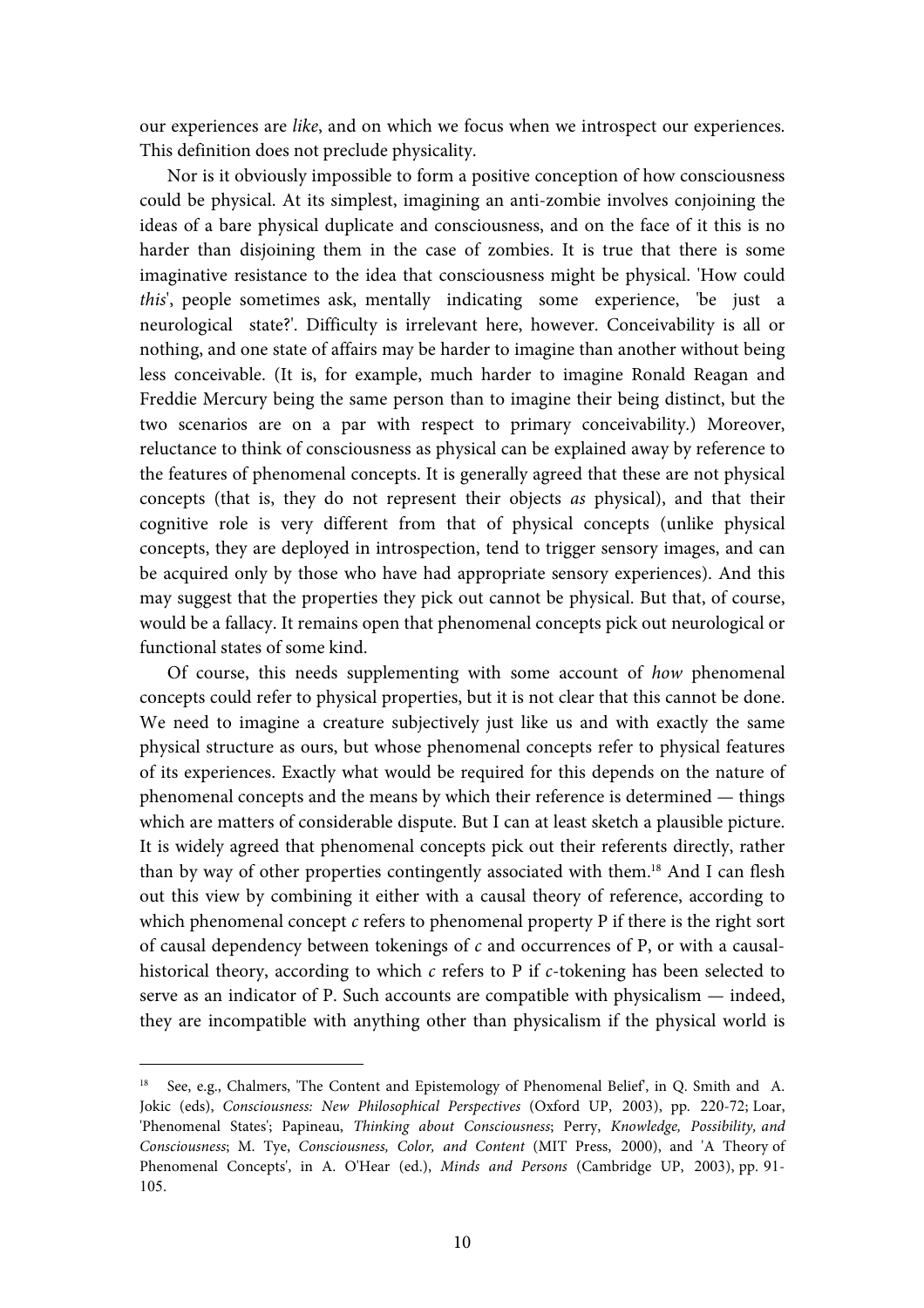our experiences are *like*, and on which we focus when we introspect our experiences. This definition does not preclude physicality.

Nor is it obviously impossible to form a positive conception of how consciousness could be physical. At its simplest, imagining an anti-zombie involves conjoining the ideas of a bare physical duplicate and consciousness, and on the face of it this is no harder than disjoining them in the case of zombies. It is true that there is some imaginative resistance to the idea that consciousness might be physical. 'How could *this*', people sometimes ask, mentally indicating some experience, 'be just a neurological state?'. Difficulty is irrelevant here, however. Conceivability is all or nothing, and one state of affairs may be harder to imagine than another without being less conceivable. (It is, for example, much harder to imagine Ronald Reagan and Freddie Mercury being the same person than to imagine their being distinct, but the two scenarios are on a par with respect to primary conceivability.) Moreover, reluctance to think of consciousness as physical can be explained away by reference to the features of phenomenal concepts. It is generally agreed that these are not physical concepts (that is, they do not represent their objects *as* physical), and that their cognitive role is very different from that of physical concepts (unlike physical concepts, they are deployed in introspection, tend to trigger sensory images, and can be acquired only by those who have had appropriate sensory experiences). And this may suggest that the properties they pick out cannot be physical. But that, of course, would be a fallacy. It remains open that phenomenal concepts pick out neurological or functional states of some kind.

Of course, this needs supplementing with some account of *how* phenomenal concepts could refer to physical properties, but it is not clear that this cannot be done. We need to imagine a creature subjectively just like us and with exactly the same physical structure as ours, but whose phenomenal concepts refer to physical features of its experiences. Exactly what would be required for this depends on the nature of phenomenal concepts and the means by which their reference is determined — things which are matters of considerable dispute. But I can at least sketch a plausible picture. It is widely agreed that phenomenal concepts pick out their referents directly, rather than by way of other properties contingently associated with them.[18] And I can flesh out this view by combining it either with a causal theory of reference, according to which phenomenal concept *c* refers to phenomenal property P if there is the right sort of causal dependency between tokenings of *c* and occurrences of P, or with a causal-historical theory, according to which *c* refers to P if *c*-tokening has been selected to serve as an indicator of P. Such accounts are compatible with physicalism — indeed, they are incompatible with anything other than physicalism if the physical world is

---

[18] See, e.g., Chalmers, 'The Content and Epistemology of Phenomenal Belief', in Q. Smith and A. Jokic (eds), *Consciousness: New Philosophical Perspectives* (Oxford UP, 2003), pp. 220-72; Loar, 'Phenomenal States'; Papineau, *Thinking about Consciousness*; Perry, *Knowledge, Possibility, and Consciousness*; M. Tye, *Consciousness, Color, and Content* (MIT Press, 2000), and 'A Theory of Phenomenal Concepts', in A. O'Hear (ed.), *Minds and Persons* (Cambridge UP, 2003), pp. 91-105.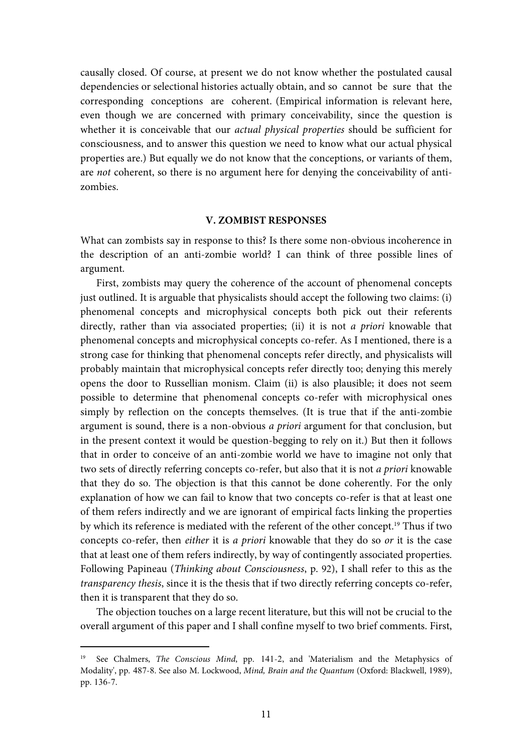causally closed. Of course, at present we do not know whether the postulated causal dependencies or selectional histories actually obtain, and so cannot be sure that the corresponding conceptions are coherent. (Empirical information is relevant here, even though we are concerned with primary conceivability, since the question is whether it is conceivable that our *actual physical properties* should be sufficient for consciousness, and to answer this question we need to know what our actual physical properties are.) But equally we do not know that the conceptions, or variants of them, are *not* coherent, so there is no argument here for denying the conceivability of anti-zombies.

### V. ZOMBIST RESPONSES

What can zombists say in response to this? Is there some non-obvious incoherence in the description of an anti-zombie world? I can think of three possible lines of argument.

First, zombists may query the coherence of the account of phenomenal concepts just outlined. It is arguable that physicalists should accept the following two claims: (i) phenomenal concepts and microphysical concepts both pick out their referents directly, rather than via associated properties; (ii) it is not *a priori* knowable that phenomenal concepts and microphysical concepts co-refer. As I mentioned, there is a strong case for thinking that phenomenal concepts refer directly, and physicalists will probably maintain that microphysical concepts refer directly too; denying this merely opens the door to Russellian monism. Claim (ii) is also plausible; it does not seem possible to determine that phenomenal concepts co-refer with microphysical ones simply by reflection on the concepts themselves. (It is true that if the anti-zombie argument is sound, there is a non-obvious *a priori* argument for that conclusion, but in the present context it would be question-begging to rely on it.) But then it follows that in order to conceive of an anti-zombie world we have to imagine not only that two sets of directly referring concepts co-refer, but also that it is not *a priori* knowable that they do so. The objection is that this cannot be done coherently. For the only explanation of how we can fail to know that two concepts co-refer is that at least one of them refers indirectly and we are ignorant of empirical facts linking the properties by which its reference is mediated with the referent of the other concept.[19] Thus if two concepts co-refer, then *either* it is *a priori* knowable that they do so *or* it is the case that at least one of them refers indirectly, by way of contingently associated properties. Following Papineau (*Thinking about Consciousness*, p. 92), I shall refer to this as the *transparency thesis*, since it is the thesis that if two directly referring concepts co-refer, then it is transparent that they do so.

The objection touches on a large recent literature, but this will not be crucial to the overall argument of this paper and I shall confine myself to two brief comments. First,

---

[19] See Chalmers, *The Conscious Mind*, pp. 141-2, and 'Materialism and the Metaphysics of Modality', pp. 487-8. See also M. Lockwood, *Mind, Brain and the Quantum* (Oxford: Blackwell, 1989), pp. 136-7.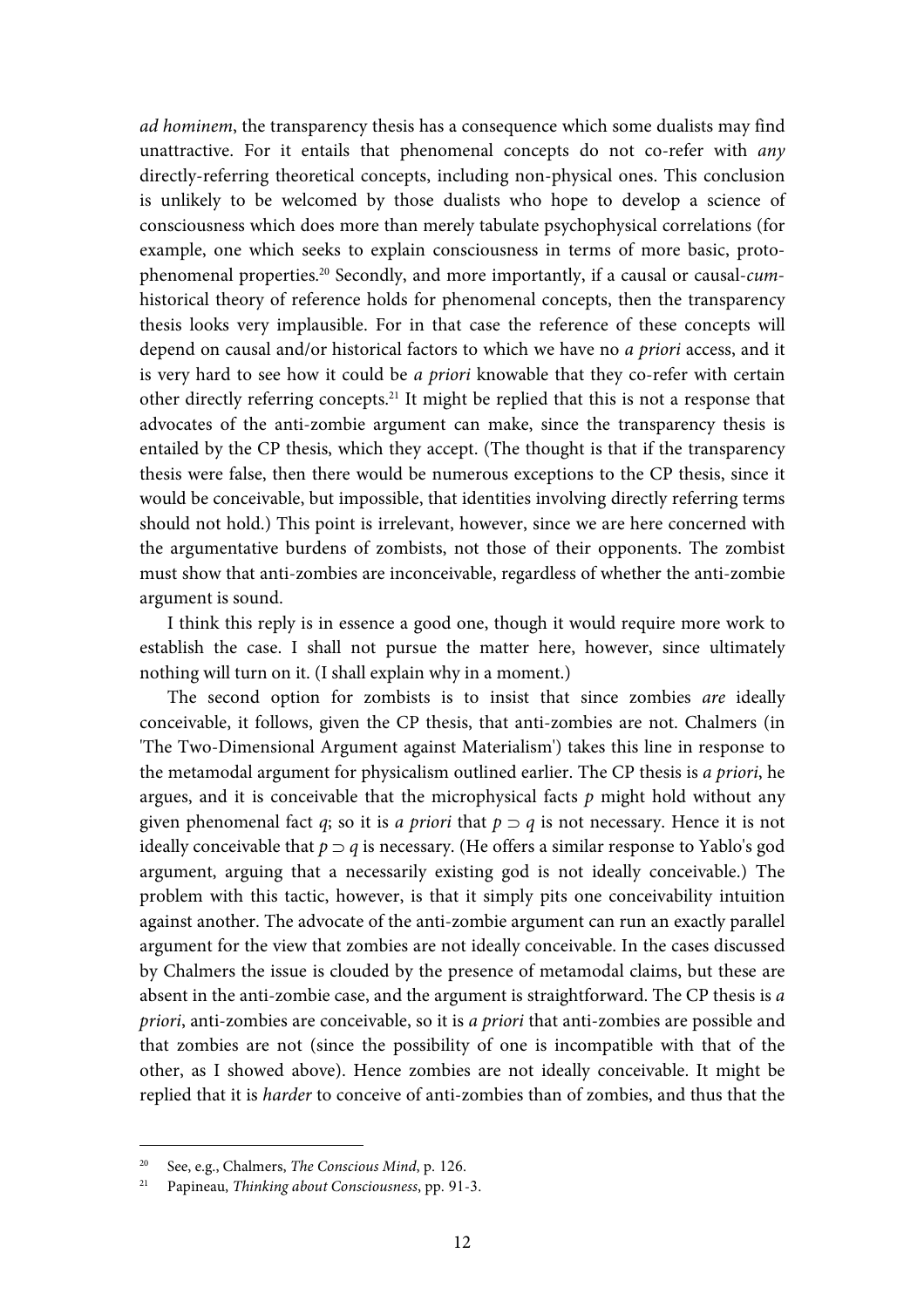*ad hominem*, the transparency thesis has a consequence which some dualists may find unattractive. For it entails that phenomenal concepts do not co-refer with *any* directly-referring theoretical concepts, including non-physical ones. This conclusion is unlikely to be welcomed by those dualists who hope to develop a science of consciousness which does more than merely tabulate psychophysical correlations (for example, one which seeks to explain consciousness in terms of more basic, proto-phenomenal properties.[20] Secondly, and more importantly, if a causal or causal-*cum*-historical theory of reference holds for phenomenal concepts, then the transparency thesis looks very implausible. For in that case the reference of these concepts will depend on causal and/or historical factors to which we have no *a priori* access, and it is very hard to see how it could be *a priori* knowable that they co-refer with certain other directly referring concepts.[21] It might be replied that this is not a response that advocates of the anti-zombie argument can make, since the transparency thesis is entailed by the CP thesis, which they accept. (The thought is that if the transparency thesis were false, then there would be numerous exceptions to the CP thesis, since it would be conceivable, but impossible, that identities involving directly referring terms should not hold.) This point is irrelevant, however, since we are here concerned with the argumentative burdens of zombists, not those of their opponents. The zombist must show that anti-zombies are inconceivable, regardless of whether the anti-zombie argument is sound.

I think this reply is in essence a good one, though it would require more work to establish the case. I shall not pursue the matter here, however, since ultimately nothing will turn on it. (I shall explain why in a moment.)

The second option for zombists is to insist that since zombies *are* ideally conceivable, it follows, given the CP thesis, that anti-zombies are not. Chalmers (in 'The Two-Dimensional Argument against Materialism') takes this line in response to the metamodal argument for physicalism outlined earlier. The CP thesis is *a priori*, he argues, and it is conceivable that the microphysical facts $p$ might hold without any given phenomenal fact $q$; so it is *a priori* that $p \supset q$ is not necessary. Hence it is not ideally conceivable that $p \supset q$ is necessary. (He offers a similar response to Yablo's god argument, arguing that a necessarily existing god is not ideally conceivable.) The problem with this tactic, however, is that it simply pits one conceivability intuition against another. The advocate of the anti-zombie argument can run an exactly parallel argument for the view that zombies are not ideally conceivable. In the cases discussed by Chalmers the issue is clouded by the presence of metamodal claims, but these are absent in the anti-zombie case, and the argument is straightforward. The CP thesis is *a priori*, anti-zombies are conceivable, so it is *a priori* that anti-zombies are possible and that zombies are not (since the possibility of one is incompatible with that of the other, as I showed above). Hence zombies are not ideally conceivable. It might be replied that it is *harder* to conceive of anti-zombies than of zombies, and thus that the

---

[20] See, e.g., Chalmers, *The Conscious Mind*, p. 126.

[21] Papineau, *Thinking about Consciousness*, pp. 91-3.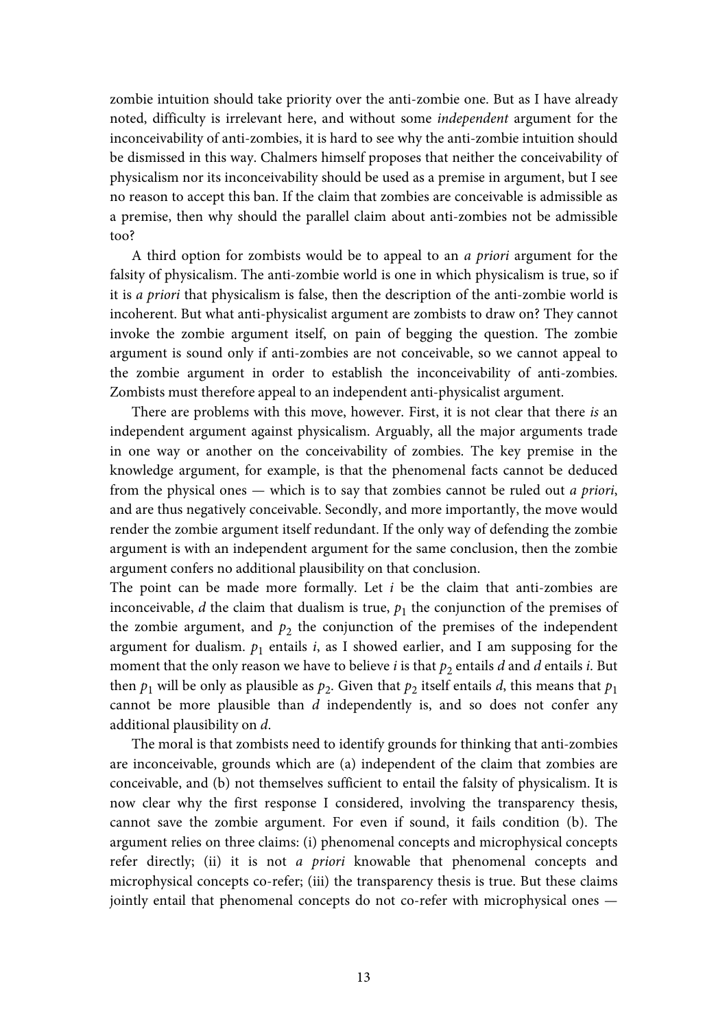zombie intuition should take priority over the anti-zombie one. But as I have already noted, difficulty is irrelevant here, and without some *independent* argument for the inconceivability of anti-zombies, it is hard to see why the anti-zombie intuition should be dismissed in this way. Chalmers himself proposes that neither the conceivability of physicalism nor its inconceivability should be used as a premise in argument, but I see no reason to accept this ban. If the claim that zombies are conceivable is admissible as a premise, then why should the parallel claim about anti-zombies not be admissible too?

A third option for zombists would be to appeal to an *a priori* argument for the falsity of physicalism. The anti-zombie world is one in which physicalism is true, so if it is *a priori* that physicalism is false, then the description of the anti-zombie world is incoherent. But what anti-physicalist argument are zombists to draw on? They cannot invoke the zombie argument itself, on pain of begging the question. The zombie argument is sound only if anti-zombies are not conceivable, so we cannot appeal to the zombie argument in order to establish the inconceivability of anti-zombies. Zombists must therefore appeal to an independent anti-physicalist argument.

There are problems with this move, however. First, it is not clear that there *is* an independent argument against physicalism. Arguably, all the major arguments trade in one way or another on the conceivability of zombies. The key premise in the knowledge argument, for example, is that the phenomenal facts cannot be deduced from the physical ones — which is to say that zombies cannot be ruled out *a priori*, and are thus negatively conceivable. Secondly, and more importantly, the move would render the zombie argument itself redundant. If the only way of defending the zombie argument is with an independent argument for the same conclusion, then the zombie argument confers no additional plausibility on that conclusion.

The point can be made more formally. Let $i$ be the claim that anti-zombies are inconceivable, $d$ the claim that dualism is true, $p_1$ the conjunction of the premises of the zombie argument, and $p_2$ the conjunction of the premises of the independent argument for dualism. $p_1$ entails $i$, as I showed earlier, and I am supposing for the moment that the only reason we have to believe $i$ is that $p_2$ entails $d$ and $d$ entails $i$. But then $p_1$ will be only as plausible as $p_2$. Given that $p_2$ itself entails $d$, this means that $p_1$ cannot be more plausible than $d$ independently is, and so does not confer any additional plausibility on $d$.

The moral is that zombists need to identify grounds for thinking that anti-zombies are inconceivable, grounds which are (a) independent of the claim that zombies are conceivable, and (b) not themselves sufficient to entail the falsity of physicalism. It is now clear why the first response I considered, involving the transparency thesis, cannot save the zombie argument. For even if sound, it fails condition (b). The argument relies on three claims: (i) phenomenal concepts and microphysical concepts refer directly; (ii) it is not *a priori* knowable that phenomenal concepts and microphysical concepts co-refer; (iii) the transparency thesis is true. But these claims jointly entail that phenomenal concepts do not co-refer with microphysical ones —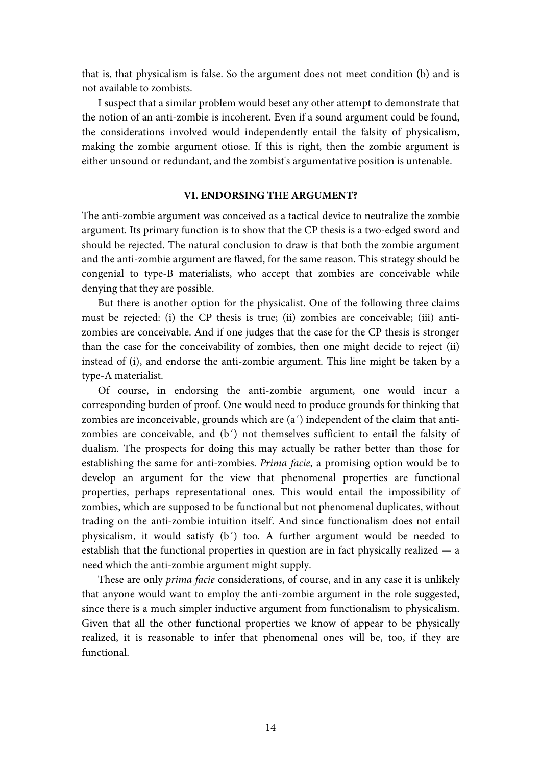that is, that physicalism is false. So the argument does not meet condition (b) and is not available to zombists.

I suspect that a similar problem would beset any other attempt to demonstrate that the notion of an anti-zombie is incoherent. Even if a sound argument could be found, the considerations involved would independently entail the falsity of physicalism, making the zombie argument otiose. If this is right, then the zombie argument is either unsound or redundant, and the zombist's argumentative position is untenable.

## VI. ENDORSING THE ARGUMENT?

The anti-zombie argument was conceived as a tactical device to neutralize the zombie argument. Its primary function is to show that the CP thesis is a two-edged sword and should be rejected. The natural conclusion to draw is that both the zombie argument and the anti-zombie argument are flawed, for the same reason. This strategy should be congenial to type-B materialists, who accept that zombies are conceivable while denying that they are possible.

But there is another option for the physicalist. One of the following three claims must be rejected: (i) the CP thesis is true; (ii) zombies are conceivable; (iii) anti-zombies are conceivable. And if one judges that the case for the CP thesis is stronger than the case for the conceivability of zombies, then one might decide to reject (ii) instead of (i), and endorse the anti-zombie argument. This line might be taken by a type-A materialist.

Of course, in endorsing the anti-zombie argument, one would incur a corresponding burden of proof. One would need to produce grounds for thinking that zombies are inconceivable, grounds which are (a′) independent of the claim that anti-zombies are conceivable, and (b′) not themselves sufficient to entail the falsity of dualism. The prospects for doing this may actually be rather better than those for establishing the same for anti-zombies. *Prima facie*, a promising option would be to develop an argument for the view that phenomenal properties are functional properties, perhaps representational ones. This would entail the impossibility of zombies, which are supposed to be functional but not phenomenal duplicates, without trading on the anti-zombie intuition itself. And since functionalism does not entail physicalism, it would satisfy (b′) too. A further argument would be needed to establish that the functional properties in question are in fact physically realized — a need which the anti-zombie argument might supply.

These are only *prima facie* considerations, of course, and in any case it is unlikely that anyone would want to employ the anti-zombie argument in the role suggested, since there is a much simpler inductive argument from functionalism to physicalism. Given that all the other functional properties we know of appear to be physically realized, it is reasonable to infer that phenomenal ones will be, too, if they are functional.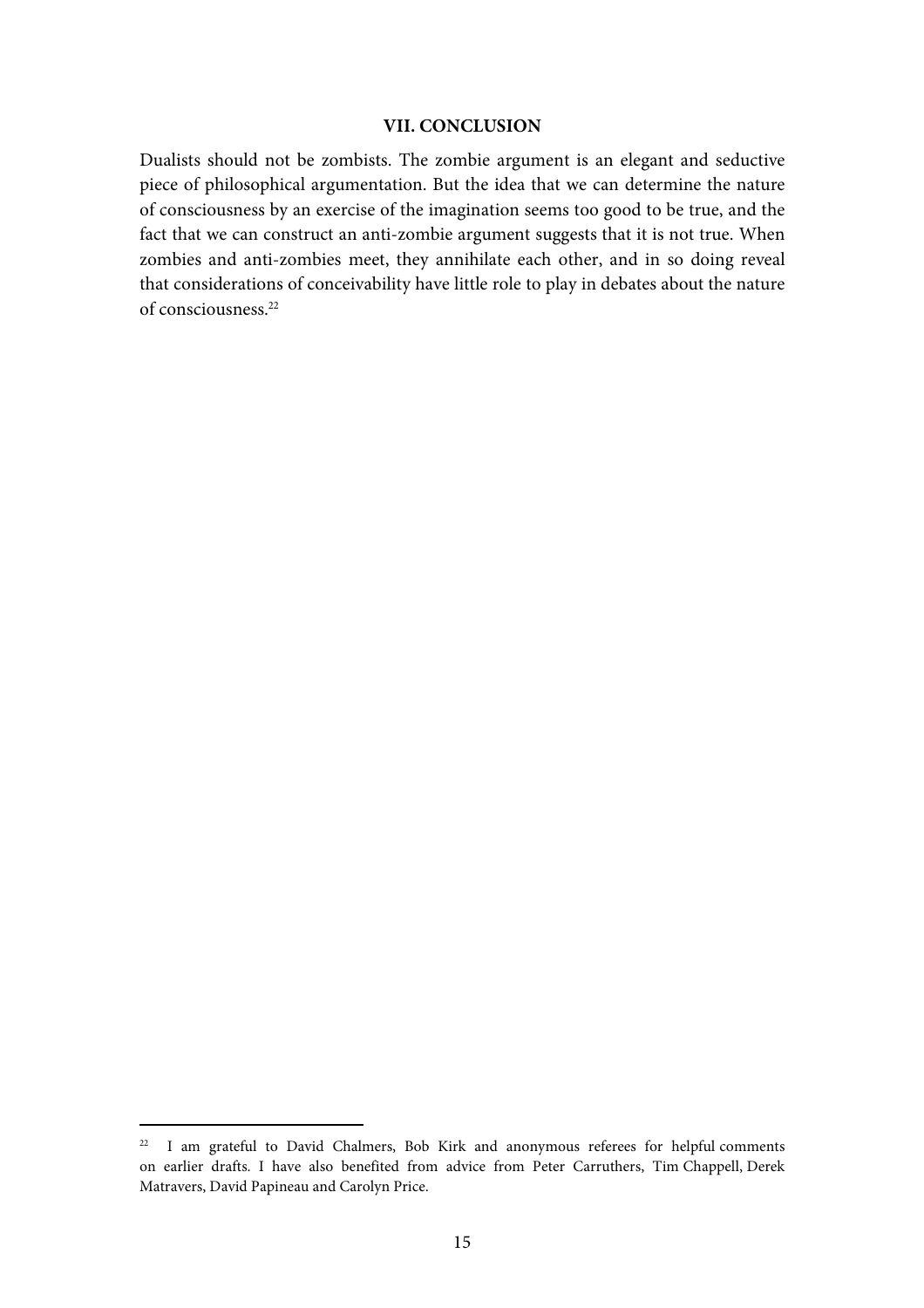## VII. CONCLUSION

Dualists should not be zombists. The zombie argument is an elegant and seductive piece of philosophical argumentation. But the idea that we can determine the nature of consciousness by an exercise of the imagination seems too good to be true, and the fact that we can construct an anti-zombie argument suggests that it is not true. When zombies and anti-zombies meet, they annihilate each other, and in so doing reveal that considerations of conceivability have little role to play in debates about the nature of consciousness.[22]

---

[22] I am grateful to David Chalmers, Bob Kirk and anonymous referees for helpful comments on earlier drafts. I have also benefited from advice from Peter Carruthers, Tim Chappell, Derek Matravers, David Papineau and Carolyn Price.